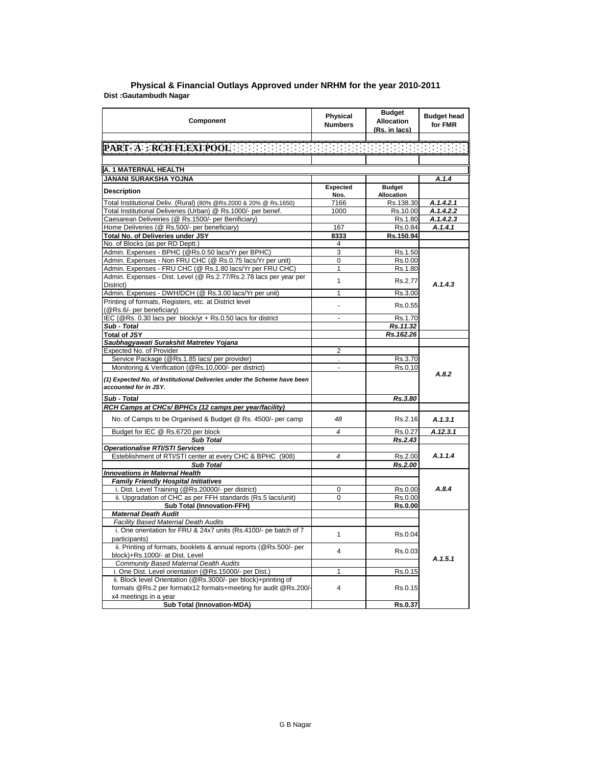# Physical & Financial Outlays Approved under NRHM for the year 2010-2011

**Dist :Gautambudh Nagar**

| Component | Physical Numbers | Budget Allocation (Rs. in lacs) | Budget head for FMR |
|---|---|---|---|
| **PART- A : RCH FLEXI POOL** | | | |
| **A. 1 MATERNAL HEALTH** | | | |
| **JANANI SURAKSHA YOJNA** | | | ***A.1.4*** |
| **Description** | **Expected Nos.** | **Budget Allocation** | |
| Total Institutional Deliv. (Rural) (80% @Rs.2000 & 20% @ Rs.1650) | 7166 | Rs.138.30 | ***A.1.4.2.1*** |
| Total Institutional Deliveries (Urban) @ Rs.1000/- per benef. | 1000 | Rs.10.00 | ***A.1.4.2.2*** |
| Caesarean Deliveiries (@ Rs.1500/- per Benificiary) | | Rs.1.80 | ***A.1.4.2.3*** |
| Home Deliveries (@ Rs.500/- per beneficiary) | 167 | Rs.0.84 | ***A.1.4.1*** |
| **Total No. of Deliveries under JSY** | **8333** | **Rs.150.94** | |
| No. of Blocks (as per RD Deptt.) | 4 | | |
| Admin. Expenses - BPHC (@Rs.0.50 lacs/Yr per BPHC) | 3 | Rs.1.50 | ***A.1.4.3*** |
| Admin. Expenses - Non FRU CHC (@ Rs.0.75 lacs/Yr per unit) | 0 | Rs.0.00 | |
| Admin. Expenses - FRU CHC (@ Rs.1.80 lacs/Yr per FRU CHC) | 1 | Rs.1.80 | |
| Admin. Expenses - Dist. Level (@ Rs.2.77/Rs.2.78 lacs per year per District) | 1 | Rs.2.77 | |
| Admin. Expenses - DWH/DCH (@ Rs.3.00 lacs/Yr per unit) | 1 | Rs.3.00 | |
| Printing of formats, Registers, etc. at District level (@Rs.6/- per beneficiary) | - | Rs.0.55 | |
| IEC (@Rs. 0.30 lacs per block/yr + Rs.0.50 lacs for district | - | Rs.1.70 | |
| ***Sub - Total*** | | ***Rs.11.32*** | |
| ***Total of JSY*** | | ***Rs.162.26*** | |
| ***Saubhagyawati Surakshit Matretev Yojana*** | | | |
| Expected No. of Provider | 2 | | ***A.8.2*** |
| Service Package (@Rs.1.85 lacs/ per provider) | . | Rs.3.70 | |
| Monitoring & Verification (@Rs.10,000/- per district) | - | Rs.0.10 | |
| ***(1) Expected No. of Institutional Deliveries under the Scheme have been accounted for in JSY.*** | | | |
| ***Sub - Total*** | | ***Rs.3.80*** | |
| ***RCH Camps at CHCs/ BPHCs (12 camps per year/facility)*** | | | |
| No. of Camps to be Organised & Budget @ Rs. 4500/- per camp | *48* | Rs.2.16 | ***A.1.3.1*** |
| Budget for IEC @ Rs.6720 per block | *4* | Rs.0.27 | ***A.12.3.1*** |
| ***Sub Total*** | | ***Rs.2.43*** | |
| ***Operationalise RTI/STI Services*** | | | |
| Esteblishment of RTI/STI center at every CHC & BPHC (908) | *4* | Rs.2.00 | ***A.1.1.4*** |
| ***Sub Total*** | | ***Rs.2.00*** | |
| ***Innovations in Maternal Health*** | | | |
| ***Family Friendly Hospital Initiatives*** | | | ***A.8.4*** |
| i. Dist. Level Training (@Rs.20000/- per district) | 0 | Rs.0.00 | |
| ii. Upgradation of CHC as per FFH standards (Rs.5 lacs/unit) | 0 | Rs.0.00 | |
| **Sub Total (Innovation-FFH)** | | **Rs.0.00** | |
| ***Maternal Death Audit*** | | | ***A.1.5.1*** |
| *Facility Based Maternal Death Audits* | | | |
| i. One orientation for FRU & 24x7 units (Rs.4100/- pe batch of 7 participants) | 1 | Rs.0.04 | |
| ii. Printing of formats, booklets & annual reports (@Rs.500/- per block)+Rs.1000/- at Dist. Level | 4 | Rs.0.03 | |
| *Community Based Maternal Dealth Audits* | | | |
| i. One Dist. Level orientation (@Rs.15000/- per Dist.) | 1 | Rs.0.15 | |
| ii. Block level Orientation (@Rs.3000/- per block)+printing of formats @Rs.2 per formatx12 formats+meeting for audit @Rs.200/- x4 meetings in a year | 4 | Rs.0.15 | |
| **Sub Total (Innovation-MDA)** | | **Rs.0.37** | |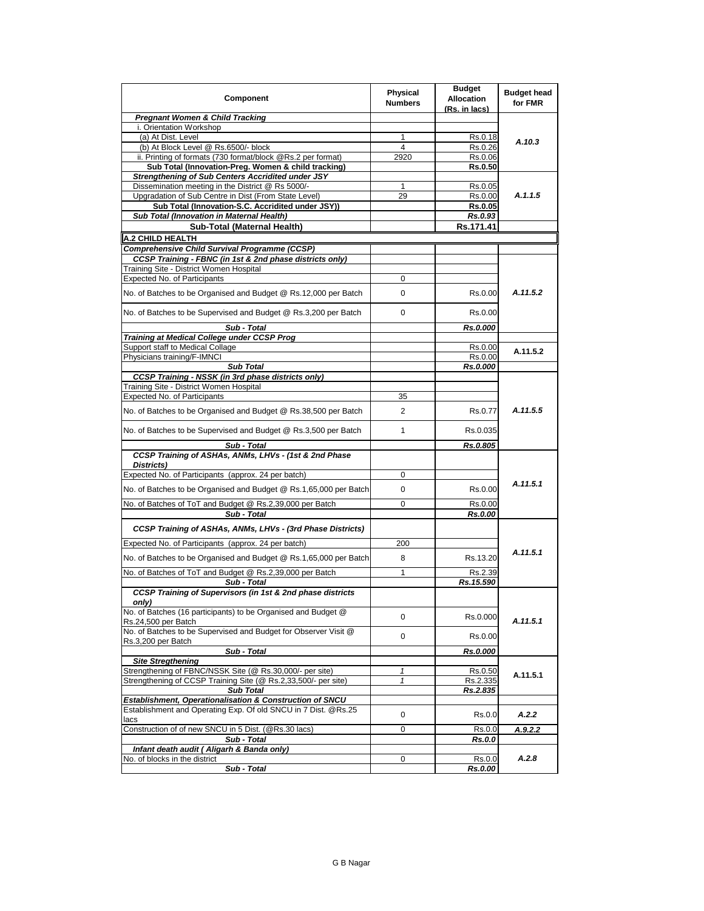| Component | Physical Numbers | Budget Allocation (Rs. in lacs) | Budget head for FMR |
| --- | --- | --- | --- |
| ***Pregnant Women & Child Tracking*** | | | |
| i. Orientation Workshop | | | |
| (a) At Dist. Level | 1 | Rs.0.18 | *A.10.3* |
| (b) At Block Level @ Rs.6500/- block | 4 | Rs.0.26 | |
| ii. Printing of formats (730 format/block @Rs.2 per format) | 2920 | Rs.0.06 | |
| **Sub Total (Innovation-Preg. Women & child tracking)** | | **Rs.0.50** | |
| ***Strengthening of Sub Centers Accridited under JSY*** | | | |
| Dissemination meeting in the District @ Rs 5000/- | 1 | Rs.0.05 | *A.1.1.5* |
| Upgradation of Sub Centre in Dist (From State Level) | 29 | Rs.0.00 | |
| **Sub Total (Innovation-S.C. Accridited under JSY))** | | **Rs.0.05** | |
| ***Sub Total (Innovation in Maternal Health)*** | | ***Rs.0.93*** | |
| **Sub-Total (Maternal Health)** | | **Rs.171.41** | |
| **A.2 CHILD HEALTH** | | | |
| ***Comprehensive Child Survival Programme (CCSP)*** | | | |
| ***CCSP Training - FBNC (in 1st & 2nd phase districts only)*** | | | |
| Training Site - District Women Hospital | | | *A.11.5.2* |
| Expected No. of Participants | 0 | | |
| No. of Batches to be Organised and Budget @ Rs.12,000 per Batch | 0 | Rs.0.00 | |
| No. of Batches to be Supervised and Budget @ Rs.3,200 per Batch | 0 | Rs.0.00 | |
| ***Sub - Total*** | | ***Rs.0.000*** | |
| ***Training at Medical College under CCSP Prog*** | | | |
| Support staff to Medical Collage | | Rs.0.00 | A.11.5.2 |
| Physicians training/F-IMNCI | | Rs.0.00 | |
| ***Sub Total*** | | ***Rs.0.000*** | |
| ***CCSP Training - NSSK (in 3rd phase districts only)*** | | | |
| Training Site - District Women Hospital | | | *A.11.5.5* |
| Expected No. of Participants | 35 | | |
| No. of Batches to be Organised and Budget @ Rs.38,500 per Batch | 2 | Rs.0.77 | |
| No. of Batches to be Supervised and Budget @ Rs.3,500 per Batch | 1 | Rs.0.035 | |
| ***Sub - Total*** | | ***Rs.0.805*** | |
| ***CCSP Training of ASHAs, ANMs, LHVs - (1st & 2nd Phase Districts)*** | | | *A.11.5.1* |
| Expected No. of Participants (approx. 24 per batch) | 0 | | |
| No. of Batches to be Organised and Budget @ Rs.1,65,000 per Batch | 0 | Rs.0.00 | |
| No. of Batches of ToT and Budget @ Rs.2,39,000 per Batch | 0 | Rs.0.00 | |
| ***Sub - Total*** | | ***Rs.0.00*** | |
| ***CCSP Training of ASHAs, ANMs, LHVs - (3rd Phase Districts)*** | | | *A.11.5.1* |
| Expected No. of Participants (approx. 24 per batch) | 200 | | |
| No. of Batches to be Organised and Budget @ Rs.1,65,000 per Batch | 8 | Rs.13.20 | |
| No. of Batches of ToT and Budget @ Rs.2,39,000 per Batch | 1 | Rs.2.39 | |
| ***Sub - Total*** | | ***Rs.15.590*** | |
| ***CCSP Training of Supervisors (in 1st & 2nd phase districts only)*** | | | *A.11.5.1* |
| No. of Batches (16 participants) to be Organised and Budget @ Rs.24,500 per Batch | 0 | Rs.0.000 | |
| No. of Batches to be Supervised and Budget for Observer Visit @ Rs.3,200 per Batch | 0 | Rs.0.00 | |
| ***Sub - Total*** | | ***Rs.0.000*** | |
| ***Site Stregthening*** | | | |
| Strengthening of FBNC/NSSK Site (@ Rs.30,000/- per site) | *1* | Rs.0.50 | A.11.5.1 |
| Strengthening of CCSP Training Site (@ Rs.2,33,500/- per site) | *1* | Rs.2.335 | |
| ***Sub Total*** | | ***Rs.2.835*** | |
| ***Establishment, Operationalisation & Construction of SNCU*** | | | |
| Establishment and Operating Exp. Of old SNCU in 7 Dist. @Rs.25 lacs | 0 | Rs.0.0 | *A.2.2* |
| Construction of of new SNCU in 5 Dist. (@Rs.30 lacs) | 0 | Rs.0.0 | *A.9.2.2* |
| ***Sub - Total*** | | ***Rs.0.0*** | |
| ***Infant death audit ( Aligarh & Banda only)*** | | | |
| No. of blocks in the district | 0 | Rs.0.0 | *A.2.8* |
| ***Sub - Total*** | | ***Rs.0.00*** | |

G B Nagar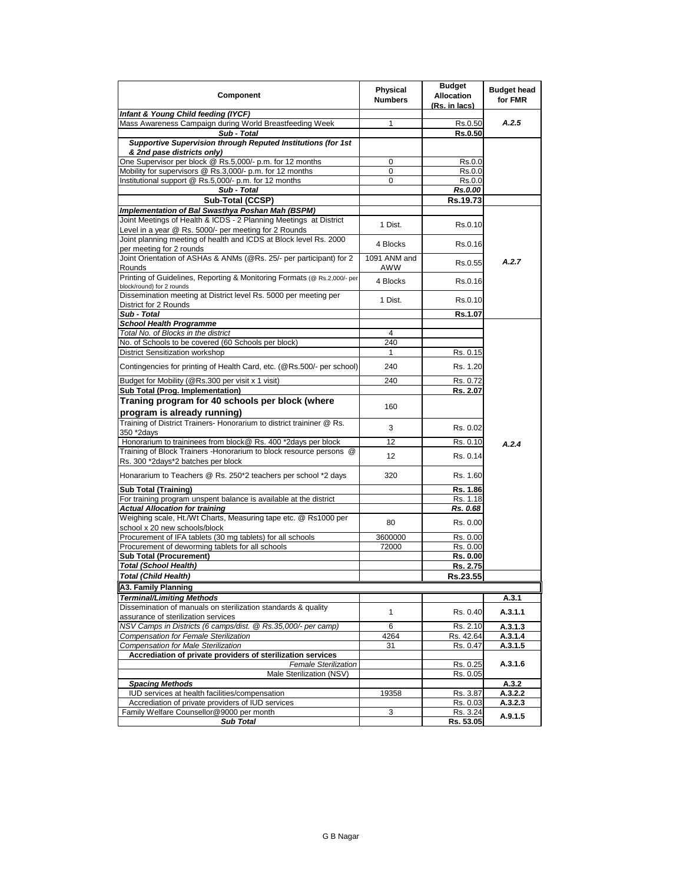| Component | Physical Numbers | Budget Allocation (Rs. in lacs) | Budget head for FMR |
|---|---|---|---|
| ***Infant & Young Child feeding (IYCF)*** | | | |
| Mass Awareness Campaign during World Breastfeeding Week | 1 | Rs.0.50 | ***A.2.5*** |
| ***Sub - Total*** | | **Rs.0.50** | |
| ***Supportive Supervision through Reputed Institutions (for 1st & 2nd pase districts only)*** | | | |
| One Supervisor per block @ Rs.5,000/- p.m. for 12 months | 0 | Rs.0.0 | |
| Mobility for supervisors @ Rs.3,000/- p.m. for 12 months | 0 | Rs.0.0 | |
| Institutional support @ Rs.5,000/- p.m. for 12 months | 0 | Rs.0.0 | |
| ***Sub - Total*** | | ***Rs.0.00*** | |
| **Sub-Total (CCSP)** | | **Rs.19.73** | |
| ***Implementation of Bal Swasthya Poshan Mah (BSPM)*** | | | |
| Joint Meetings of Health & ICDS - 2 Planning Meetings at District Level in a year @ Rs. 5000/- per meeting for 2 Rounds | 1 Dist. | Rs.0.10 | |
| Joint planning meeting of health and ICDS at Block level Rs. 2000 per meeting for 2 rounds | 4 Blocks | Rs.0.16 | |
| Joint Orientation of ASHAs & ANMs (@Rs. 25/- per participant) for 2 Rounds | 1091 ANM and AWW | Rs.0.55 | ***A.2.7*** |
| Printing of Guidelines, Reporting & Monitoring Formats (@ Rs.2,000/- per block/round) for 2 rounds | 4 Blocks | Rs.0.16 | |
| Dissemination meeting at District level Rs. 5000 per meeting per District for 2 Rounds | 1 Dist. | Rs.0.10 | |
| ***Sub - Total*** | | **Rs.1.07** | |
| ***School Health Programme*** | | | |
| *Total No. of Blocks in the district* | 4 | | |
| No. of Schools to be covered (60 Schools per block) | 240 | | |
| District Sensitization workshop | 1 | Rs. 0.15 | |
| Contingencies for printing of Health Card, etc. (@Rs.500/- per school) | 240 | Rs. 1.20 | |
| Budget for Mobility (@Rs.300 per visit x 1 visit) | 240 | Rs. 0.72 | |
| **Sub Total (Prog. Implementation)** | | **Rs. 2.07** | |
| **Traning program for 40 schools per block (where program is already running)** | 160 | | |
| Training of District Trainers- Honorarium to district traininer @ Rs. 350 *2days | 3 | Rs. 0.02 | |
| Honorarium to traininees from block@ Rs. 400 *2days per block | 12 | Rs. 0.10 | ***A.2.4*** |
| Training of Block Trainers -Honorarium to block resource persons @ Rs. 300 *2days*2 batches per block | 12 | Rs. 0.14 | |
| Honararium to Teachers @ Rs. 250*2 teachers per school *2 days | 320 | Rs. 1.60 | |
| **Sub Total (Training)** | | **Rs. 1.86** | |
| For training program unspent balance is available at the district | | Rs. 1.18 | |
| ***Actual Allocation for training*** | | ***Rs. 0.68*** | |
| Weighing scale, Ht./Wt Charts, Measuring tape etc. @ Rs1000 per school x 20 new schools/block | 80 | Rs. 0.00 | |
| Procurement of IFA tablets (30 mg tablets) for all schools | 3600000 | Rs. 0.00 | |
| Procurement of deworming tablets for all schools | 72000 | Rs. 0.00 | |
| **Sub Total (Procurement)** | | **Rs. 0.00** | |
| ***Total (School Health)*** | | **Rs. 2.75** | |
| ***Total (Child Health)*** | | **Rs.23.55** | |
| **A3. Family Planning** | | | |
| ***Terminal/Limiting Methods*** | | | **A.3.1** |
| Dissemination of manuals on sterilization standards & quality assurance of sterilization services | 1 | Rs. 0.40 | **A.3.1.1** |
| *NSV Camps in Districts (6 camps/dist. @ Rs.35,000/- per camp)* | 6 | Rs. 2.10 | **A.3.1.3** |
| *Compensation for Female Sterilization* | 4264 | Rs. 42.64 | **A.3.1.4** |
| *Compensation for Male Sterilization* | 31 | Rs. 0.47 | **A.3.1.5** |
| **Accreditation of private providers of sterilization services** | | | |
| *Female Sterilization* | | Rs. 0.25 | **A.3.1.6** |
| Male Sterilization (NSV) | | Rs. 0.05 | |
| ***Spacing Methods*** | | | **A.3.2** |
| IUD services at health facilities/compensation | 19358 | Rs. 3.87 | **A.3.2.2** |
| Accreditation of private providers of IUD services | | Rs. 0.03 | **A.3.2.3** |
| Family Welfare Counsellor@9000 per month | 3 | Rs. 3.24 | **A.9.1.5** |
| ***Sub Total*** | | **Rs. 53.05** | |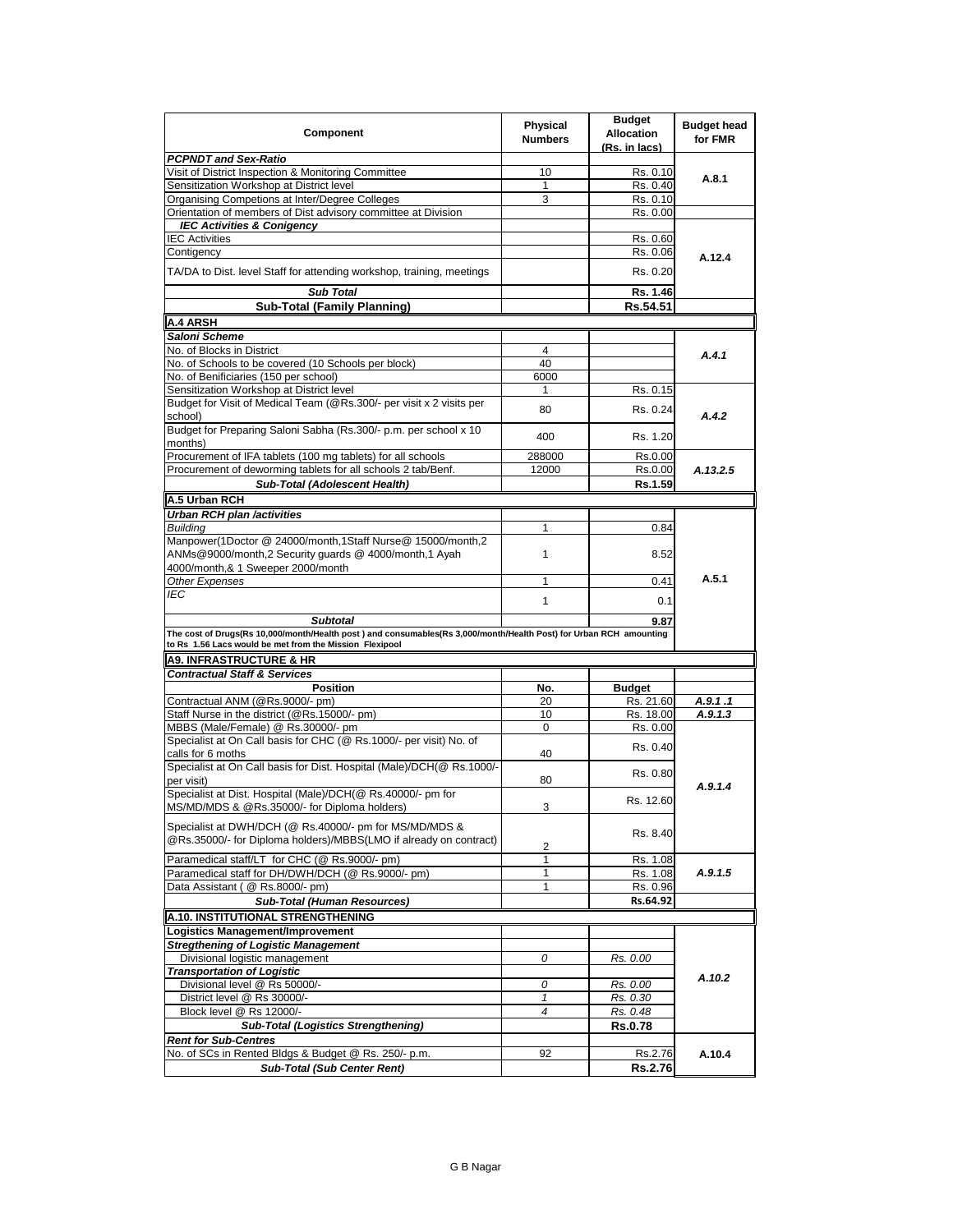| Component | Physical Numbers | Budget Allocation (Rs. in lacs) | Budget head for FMR |
|---|---|---|---|
| ***PCPNDT and Sex-Ratio*** | | | |
| Visit of District Inspection & Monitoring Committee | 10 | Rs. 0.10 | **A.8.1** |
| Sensitization Workshop at District level | 1 | Rs. 0.40 | |
| Organising Competions at Inter/Degree Colleges | 3 | Rs. 0.10 | |
| Orientation of members of Dist advisory committee at Division | | Rs. 0.00 | |
| ***IEC Activities & Conigency*** | | | **A.12.4** |
| IEC Activities | | Rs. 0.60 | |
| Contigency | | Rs. 0.06 | |
| TA/DA to Dist. level Staff for attending workshop, training, meetings | | Rs. 0.20 | |
| ***Sub Total*** | | **Rs. 1.46** | |
| **Sub-Total (Family Planning)** | | **Rs.54.51** | |
| **A.4 ARSH** | | | |
| ***Saloni Scheme*** | | | |
| No. of Blocks in District | 4 | | ***A.4.1*** |
| No. of Schools to be covered (10 Schools per block) | 40 | | |
| No. of Benificiaries (150 per school) | 6000 | | |
| Sensitization Workshop at District level | 1 | Rs. 0.15 | ***A.4.2*** |
| Budget for Visit of Medical Team (@Rs.300/- per visit x 2 visits per school) | 80 | Rs. 0.24 | |
| Budget for Preparing Saloni Sabha (Rs.300/- p.m. per school x 10 months) | 400 | Rs. 1.20 | |
| Procurement of IFA tablets (100 mg tablets) for all schools | 288000 | Rs.0.00 | ***A.13.2.5*** |
| Procurement of deworming tablets for all schools 2 tab/Benf. | 12000 | Rs.0.00 | |
| ***Sub-Total (Adolescent Health)*** | | **Rs.1.59** | |
| **A.5 Urban RCH** | | | |
| ***Urban RCH plan /activities*** | | | **A.5.1** |
| *Building* | 1 | 0.84 | |
| Manpower(1Doctor @ 24000/month,1Staff Nurse@ 15000/month,2 ANMs@9000/month,2 Security guards @ 4000/month,1 Ayah 4000/month,& 1 Sweeper 2000/month | 1 | 8.52 | |
| *Other Expenses* | 1 | 0.41 | |
| *IEC* | 1 | 0.1 | |
| ***Subtotal*** | | **9.87** | |
| **The cost of Drugs(Rs 10,000/month/Health post ) and consumables(Rs 3,000/month/Health Post) for Urban RCH amounting to Rs 1.56 Lacs would be met from the Mission Flexipool** | | | |
| **A9. INFRASTRUCTURE & HR** | | | |
| ***Contractual Staff & Services*** | | | |
| **Position** | **No.** | **Budget** | |
| Contractual ANM (@Rs.9000/- pm) | 20 | Rs. 21.60 | ***A.9.1 .1*** |
| Staff Nurse in the district (@Rs.15000/- pm) | 10 | Rs. 18.00 | ***A.9.1.3*** |
| MBBS (Male/Female) @ Rs.30000/- pm | 0 | Rs. 0.00 | ***A.9.1.4*** |
| Specialist at On Call basis for CHC (@ Rs.1000/- per visit) No. of calls for 6 moths | 40 | Rs. 0.40 | |
| Specialist at On Call basis for Dist. Hospital (Male)/DCH(@ Rs.1000/- per visit) | 80 | Rs. 0.80 | |
| Specialist at Dist. Hospital (Male)/DCH(@ Rs.40000/- pm for MS/MD/MDS & @Rs.35000/- for Diploma holders) | 3 | Rs. 12.60 | |
| Specialist at DWH/DCH (@ Rs.40000/- pm for MS/MD/MDS & @Rs.35000/- for Diploma holders)/MBBS(LMO if already on contract) | 2 | Rs. 8.40 | |
| Paramedical staff/LT for CHC (@ Rs.9000/- pm) | 1 | Rs. 1.08 | ***A.9.1.5*** |
| Paramedical staff for DH/DWH/DCH (@ Rs.9000/- pm) | 1 | Rs. 1.08 | |
| Data Assistant ( @ Rs.8000/- pm) | 1 | Rs. 0.96 | |
| ***Sub-Total (Human Resources)*** | | **Rs.64.92** | |
| **A.10. INSTITUTIONAL STRENGTHENING** | | | |
| **Logistics Management/Improvement** | | | ***A.10.2*** |
| ***Stregthening of Logistic Management*** | | | |
| Divisional logistic management | *0* | *Rs. 0.00* | |
| ***Transportation of Logistic*** | | | |
| Divisional level @ Rs 50000/- | *0* | *Rs. 0.00* | |
| District level @ Rs 30000/- | *1* | *Rs. 0.30* | |
| Block level @ Rs 12000/- | *4* | *Rs. 0.48* | |
| ***Sub-Total (Logistics Strengthening)*** | | **Rs.0.78** | |
| ***Rent for Sub-Centres*** | | | **A.10.4** |
| No. of SCs in Rented Bldgs & Budget @ Rs. 250/- p.m. | 92 | Rs.2.76 | |
| ***Sub-Total (Sub Center Rent)*** | | **Rs.2.76** | |

G B Nagar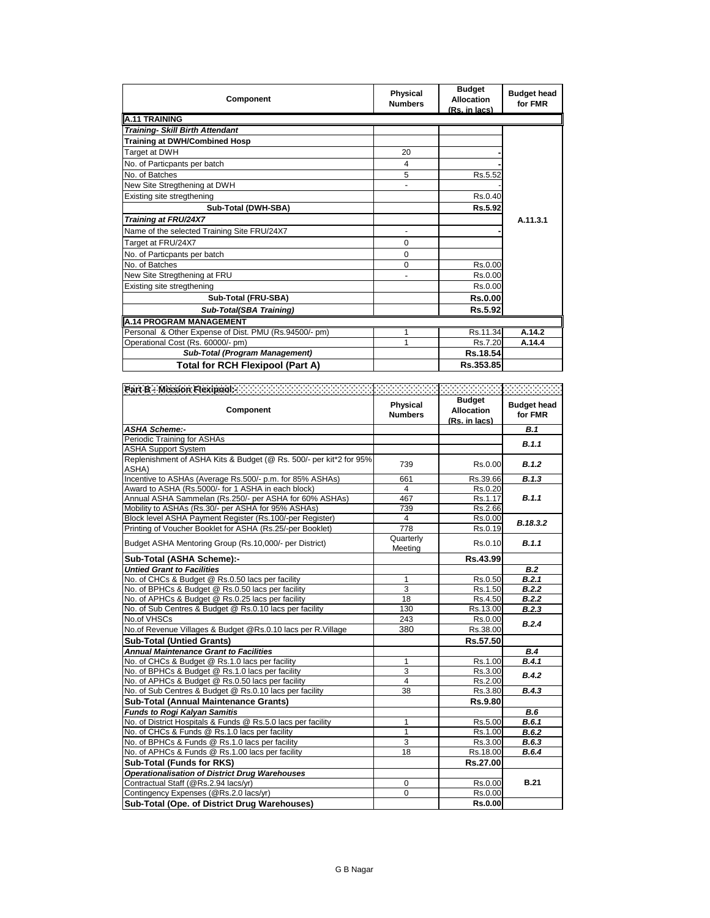| Component | Physical Numbers | Budget Allocation (Rs. in lacs) | Budget head for FMR |
|---|---|---|---|
| **A.11 TRAINING** | | | |
| ***Training- Skill Birth Attendant*** | | | A.11.3.1 |
| **Training at DWH/Combined Hosp** | | | |
| Target at DWH | 20 | - | |
| No. of Particpants per batch | 4 | - | |
| No. of Batches | 5 | Rs.5.52 | |
| New Site Stregthening at DWH | - | - | |
| Existing site stregthening | | Rs.0.40 | |
| **Sub-Total (DWH-SBA)** | | **Rs.5.92** | |
| ***Training at FRU/24X7*** | | | |
| Name of the selected Training Site FRU/24X7 | - | - | |
| Target at FRU/24X7 | 0 | | |
| No. of Particpants per batch | 0 | | |
| No. of Batches | 0 | Rs.0.00 | |
| New Site Stregthening at FRU | - | Rs.0.00 | |
| Existing site stregthening | | Rs.0.00 | |
| **Sub-Total (FRU-SBA)** | | **Rs.0.00** | |
| ***Sub-Total(SBA Training)*** | | **Rs.5.92** | |
| **A.14 PROGRAM MANAGEMENT** | | | |
| Personal & Other Expense of Dist. PMU (Rs.94500/- pm) | 1 | Rs.11.34 | **A.14.2** |
| Operational Cost (Rs. 60000/- pm) | 1 | Rs.7.20 | **A.14.4** |
| ***Sub-Total (Program Management)*** | | **Rs.18.54** | |
| **Total for RCH Flexipool (Part A)** | | **Rs.353.85** | |

**Part B - Mission Flexipool:-**

| Component | Physical Numbers | Budget Allocation (Rs. in lacs) | Budget head for FMR |
|---|---|---|---|
| ***ASHA Scheme:-*** | | | ***B.1*** |
| Periodic Training for ASHAs | | | ***B.1.1*** |
| ASHA Support System | | | |
| Replenishment of ASHA Kits & Budget (@ Rs. 500/- per kit*2 for 95% ASHA) | 739 | Rs.0.00 | ***B.1.2*** |
| Incentive to ASHAs (Average Rs.500/- p.m. for 85% ASHAs) | 661 | Rs.39.66 | ***B.1.3*** |
| Award to ASHA (Rs.5000/- for 1 ASHA in each block) | 4 | Rs.0.20 | ***B.1.1*** |
| Annual ASHA Sammelan (Rs.250/- per ASHA for 60% ASHAs) | 467 | Rs.1.17 | |
| Mobility to ASHAs (Rs.30/- per ASHA for 95% ASHAs) | 739 | Rs.2.66 | |
| Block level ASHA Payment Register (Rs.100/-per Register) | 4 | Rs.0.00 | ***B.18.3.2*** |
| Printing of Voucher Booklet for ASHA (Rs.25/-per Booklet) | 778 | Rs.0.19 | |
| Budget ASHA Mentoring Group (Rs.10,000/- per District) | Quarterly Meeting | Rs.0.10 | ***B.1.1*** |
| **Sub-Total (ASHA Scheme):-** | | **Rs.43.99** | |
| ***Untied Grant to Facilities*** | | | ***B.2*** |
| No. of CHCs & Budget @ Rs.0.50 lacs per facility | 1 | Rs.0.50 | ***B.2.1*** |
| No. of BPHCs & Budget @ Rs.0.50 lacs per facility | 3 | Rs.1.50 | ***B.2.2*** |
| No. of APHCs & Budget @ Rs.0.25 lacs per facility | 18 | Rs.4.50 | ***B.2.2*** |
| No. of Sub Centres & Budget @ Rs.0.10 lacs per facility | 130 | Rs.13.00 | ***B.2.3*** |
| No.of VHSCs | 243 | Rs.0.00 | ***B.2.4*** |
| No.of Revenue Villages & Budget @Rs.0.10 lacs per R.Village | 380 | Rs.38.00 | |
| **Sub-Total (Untied Grants)** | | **Rs.57.50** | |
| ***Annual Maintenance Grant to Facilities*** | | | ***B.4*** |
| No. of CHCs & Budget @ Rs.1.0 lacs per facility | 1 | Rs.1.00 | ***B.4.1*** |
| No. of BPHCs & Budget @ Rs.1.0 lacs per facility | 3 | Rs.3.00 | ***B.4.2*** |
| No. of APHCs & Budget @ Rs.0.50 lacs per facility | 4 | Rs.2.00 | |
| No. of Sub Centres & Budget @ Rs.0.10 lacs per facility | 38 | Rs.3.80 | ***B.4.3*** |
| **Sub-Total (Annual Maintenance Grants)** | | **Rs.9.80** | |
| ***Funds to Rogi Kalyan Samitis*** | | | ***B.6*** |
| No. of District Hospitals & Funds @ Rs.5.0 lacs per facility | 1 | Rs.5.00 | ***B.6.1*** |
| No. of CHCs & Funds @ Rs.1.0 lacs per facility | 1 | Rs.1.00 | ***B.6.2*** |
| No. of BPHCs & Funds @ Rs.1.0 lacs per facility | 3 | Rs.3.00 | ***B.6.3*** |
| No. of APHCs & Funds @ Rs.1.00 lacs per facility | 18 | Rs.18.00 | ***B.6.4*** |
| **Sub-Total (Funds for RKS)** | | **Rs.27.00** | |
| ***Operationalisation of District Drug Warehouses*** | | | **B.21** |
| Contractual Staff (@Rs.2.94 lacs/yr) | 0 | Rs.0.00 | |
| Contingency Expenses (@Rs.2.0 lacs/yr) | 0 | Rs.0.00 | |
| **Sub-Total (Ope. of District Drug Warehouses)** | | **Rs.0.00** | |

G B Nagar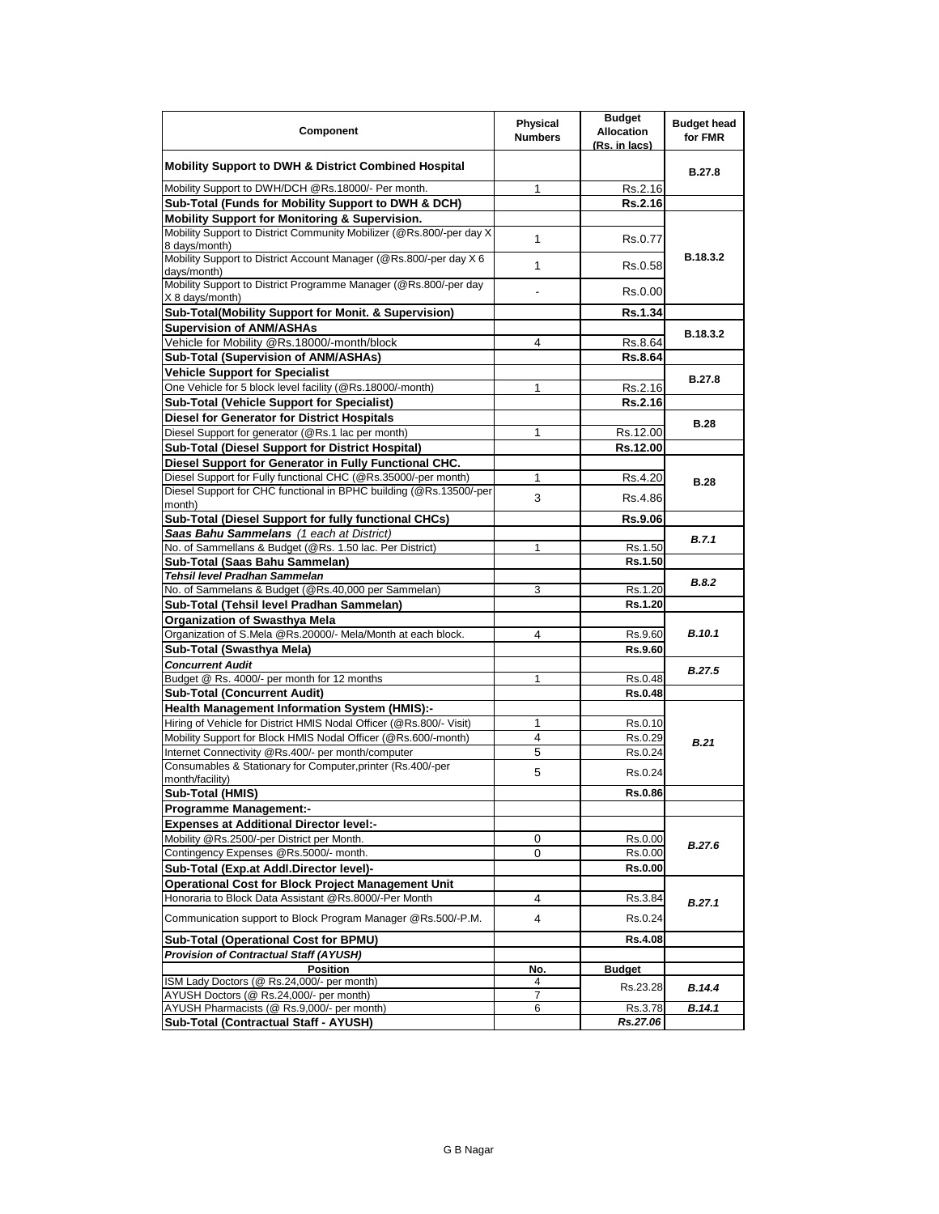| Component | Physical Numbers | Budget Allocation (Rs. in lacs) | Budget head for FMR |
|---|---|---|---|
| **Mobility Support to DWH & District Combined Hospital** | | | B.27.8 |
| Mobility Support to DWH/DCH @Rs.18000/- Per month. | 1 | Rs.2.16 | |
| **Sub-Total (Funds for Mobility Support to DWH & DCH)** | | **Rs.2.16** | |
| **Mobility Support for Monitoring & Supervision.** | | | B.18.3.2 |
| Mobility Support to District Community Mobilizer (@Rs.800/-per day X 8 days/month) | 1 | Rs.0.77 | |
| Mobility Support to District Account Manager (@Rs.800/-per day X 6 days/month) | 1 | Rs.0.58 | |
| Mobility Support to District Programme Manager (@Rs.800/-per day X 8 days/month) | - | Rs.0.00 | |
| **Sub-Total(Mobility Support for Monit. & Supervision)** | | **Rs.1.34** | |
| **Supervision of ANM/ASHAs** | | | B.18.3.2 |
| Vehicle for Mobility @Rs.18000/-month/block | 4 | Rs.8.64 | |
| **Sub-Total (Supervision of ANM/ASHAs)** | | **Rs.8.64** | |
| **Vehicle Support for Specialist** | | | B.27.8 |
| One Vehicle for 5 block level facility (@Rs.18000/-month) | 1 | Rs.2.16 | |
| **Sub-Total (Vehicle Support for Specialist)** | | **Rs.2.16** | |
| **Diesel for Generator for District Hospitals** | | | B.28 |
| Diesel Support for generator (@Rs.1 lac per month) | 1 | Rs.12.00 | |
| **Sub-Total (Diesel Support for District Hospital)** | | **Rs.12.00** | |
| **Diesel Support for Generator in Fully Functional CHC.** | | | B.28 |
| Diesel Support for Fully functional CHC (@Rs.35000/-per month) | 1 | Rs.4.20 | |
| Diesel Support for CHC functional in BPHC building (@Rs.13500/-per month) | 3 | Rs.4.86 | |
| **Sub-Total (Diesel Support for fully functional CHCs)** | | **Rs.9.06** | |
| ***Saas Bahu Sammelans*** *(1 each at District)* | | | *B.7.1* |
| No. of Sammellans & Budget (@Rs. 1.50 lac. Per District) | 1 | Rs.1.50 | |
| **Sub-Total (Saas Bahu Sammelan)** | | **Rs.1.50** | |
| ***Tehsil level Pradhan Sammelan*** | | | *B.8.2* |
| No. of Sammelans & Budget (@Rs.40,000 per Sammelan) | 3 | Rs.1.20 | |
| **Sub-Total (Tehsil level Pradhan Sammelan)** | | **Rs.1.20** | |
| **Organization of Swasthya Mela** | | | *B.10.1* |
| Organization of S.Mela @Rs.20000/- Mela/Month at each block. | 4 | Rs.9.60 | |
| **Sub-Total (Swasthya Mela)** | | **Rs.9.60** | |
| ***Concurrent Audit*** | | | *B.27.5* |
| Budget @ Rs. 4000/- per month for 12 months | 1 | Rs.0.48 | |
| **Sub-Total (Concurrent Audit)** | | **Rs.0.48** | |
| **Health Management Information System (HMIS):-** | | | *B.21* |
| Hiring of Vehicle for District HMIS Nodal Officer (@Rs.800/- Visit) | 1 | Rs.0.10 | |
| Mobility Support for Block HMIS Nodal Officer (@Rs.600/-month) | 4 | Rs.0.29 | |
| Internet Connectivity @Rs.400/- per month/computer | 5 | Rs.0.24 | |
| Consumables & Stationary for Computer,printer (Rs.400/-per month/facility) | 5 | Rs.0.24 | |
| **Sub-Total (HMIS)** | | **Rs.0.86** | |
| **Programme Management:-** | | | |
| **Expenses at Additional Director level:-** | | | *B.27.6* |
| Mobility @Rs.2500/-per District per Month. | 0 | Rs.0.00 | |
| Contingency Expenses @Rs.5000/- month. | 0 | Rs.0.00 | |
| **Sub-Total (Exp.at Addl.Director level)-** | | **Rs.0.00** | |
| **Operational Cost for Block Project Management Unit** | | | *B.27.1* |
| Honoraria to Block Data Assistant @Rs.8000/-Per Month | 4 | Rs.3.84 | |
| Communication support to Block Program Manager @Rs.500/-P.M. | 4 | Rs.0.24 | |
| **Sub-Total (Operational Cost for BPMU)** | | **Rs.4.08** | |
| ***Provision of Contractual Staff (AYUSH)*** | | | |
| **Position** | **No.** | **Budget** | |
| ISM Lady Doctors (@ Rs.24,000/- per month) | 4 | Rs.23.28 | *B.14.4* |
| AYUSH Doctors (@ Rs.24,000/- per month) | 7 | | |
| AYUSH Pharmacists (@ Rs.9,000/- per month) | 6 | Rs.3.78 | *B.14.1* |
| **Sub-Total (Contractual Staff - AYUSH)** | | ***Rs.27.06*** | |

G B Nagar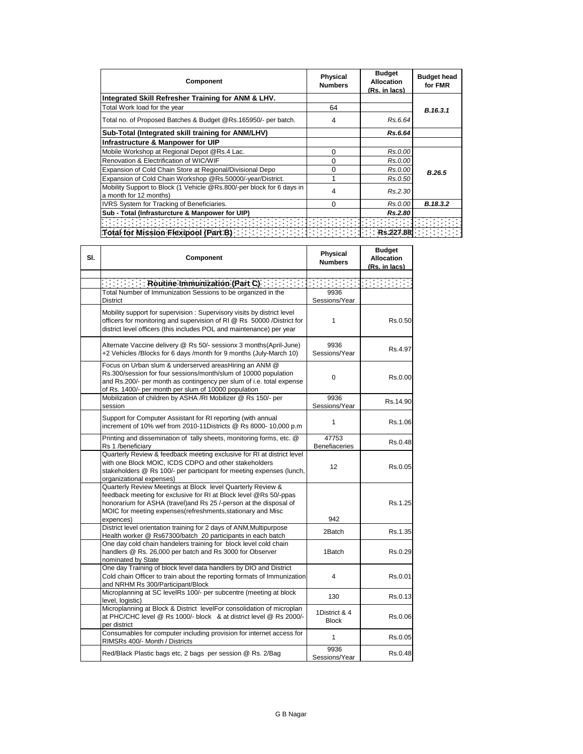| Component | Physical Numbers | Budget Allocation (Rs. in lacs) | Budget head for FMR |
|---|---|---|---|
| **Integrated Skill Refresher Training for ANM & LHV.** | | | |
| Total Work load for the year | 64 | | *B.16.3.1* |
| Total no. of Proposed Batches & Budget @Rs.165950/- per batch. | 4 | *Rs.6.64* | |
| **Sub-Total (Integrated skill training for ANM/LHV)** | | ***Rs.6.64*** | |
| **Infrastructure & Manpower for UIP** | | | |
| Mobile Workshop at Regional Depot @Rs.4 Lac. | 0 | *Rs.0.00* | *B.26.5* |
| Renovation & Electrification of WIC/WIF | 0 | *Rs.0.00* | |
| Expansion of Cold Chain Store at Regional/Divisional Depo | 0 | *Rs.0.00* | |
| Expansion of Cold Chain Workshop @Rs.50000/-year/District. | 1 | *Rs.0.50* | |
| Mobility Support to Block (1 Vehicle @Rs.800/-per block for 6 days in a month for 12 months) | 4 | *Rs.2.30* | |
| IVRS System for Tracking of Beneficiaries. | 0 | *Rs.0.00* | *B.18.3.2* |
| **Sub - Total (Infrasturcture & Manpower for UIP)** | | ***Rs.2.80*** | |
| | | | |
| **Total for Mission Flexipool (Part B)** | | **Rs.227.88** | |

| Sl. | Component | Physical Numbers | Budget Allocation (Rs. in lacs) |
|---|---|---|---|
| | | | |
| | **Routine Immunization (Part C)** | | |
| | Total Number of Immunization Sessions to be organized in the District | 9936 Sessions/Year | |
| | Mobility support for supervision : Supervisory visits by district level officers for monitoring and supervision of RI @ Rs 50000 /District for district level officers (this includes POL and maintenance) per year | 1 | Rs.0.50 |
| | Alternate Vaccine delivery @ Rs 50/- sessionx 3 months(April-June) +2 Vehicles /Blocks for 6 days /month for 9 months (July-March 10) | 9936 Sessions/Year | Rs.4.97 |
| | Focus on Urban slum & underserved areasHiring an ANM @ Rs.300/session for four sessions/month/slum of 10000 population and Rs.200/- per month as contingency per slum of i.e. total expense of Rs. 1400/- per month per slum of 10000 population | 0 | Rs.0.00 |
| | Mobilization of children by ASHA /RI Mobilizer @ Rs 150/- per session | 9936 Sessions/Year | Rs.14.90 |
| | Support for Computer Assistant for RI reporting (with annual increment of 10% wef from 2010-11Districts @ Rs 8000- 10,000 p.m | 1 | Rs.1.06 |
| | Printing and dissemination of tally sheets, monitoring forms, etc. @ Rs 1 /beneficiary | 47753 Benefiaceries | Rs.0.48 |
| | Quarterly Review & feedback meeting exclusive for RI at district level with one Block MOIC, ICDS CDPO and other stakeholders stakeholders @ Rs 100/- per participant for meeting expenses (lunch, organizational expenses) | 12 | Rs.0.05 |
| | Quarterly Review Meetings at Block level Quarterly Review & feedback meeting for exclusive for RI at Block level @Rs 50/-ppas honorarium for ASHA (travel)and Rs 25 /-person at the disposal of MOIC for meeting expenses(refreshments,stationary and Misc expences) | 942 | Rs.1.25 |
| | District level orientation training for 2 days of ANM,Multipurpose Health worker @ Rs67300/batch 20 participants in each batch | 2Batch | Rs.1.35 |
| | One day cold chain handelers training for block level cold chain handlers @ Rs. 26,000 per batch and Rs 3000 for Observer nominated by State | 1Batch | Rs.0.29 |
| | One day Training of block level data handlers by DIO and District Cold chain Officer to train about the reporting formats of Immunization and NRHM Rs 300/Participant/Block | 4 | Rs.0.01 |
| | Microplanning at SC levelRs 100/- per subcentre (meeting at block level, logistic) | 130 | Rs.0.13 |
| | Microplanning at Block & District levelFor consolidation of microplan at PHC/CHC level @ Rs 1000/- block & at district level @ Rs 2000/- per district | 1District & 4 Block | Rs.0.06 |
| | Consumables for computer including provision for internet access for RIMSRs 400/- Month / Districts | 1 | Rs.0.05 |
| | Red/Black Plastic bags etc, 2 bags per session @ Rs. 2/Bag | 9936 Sessions/Year | Rs.0.48 |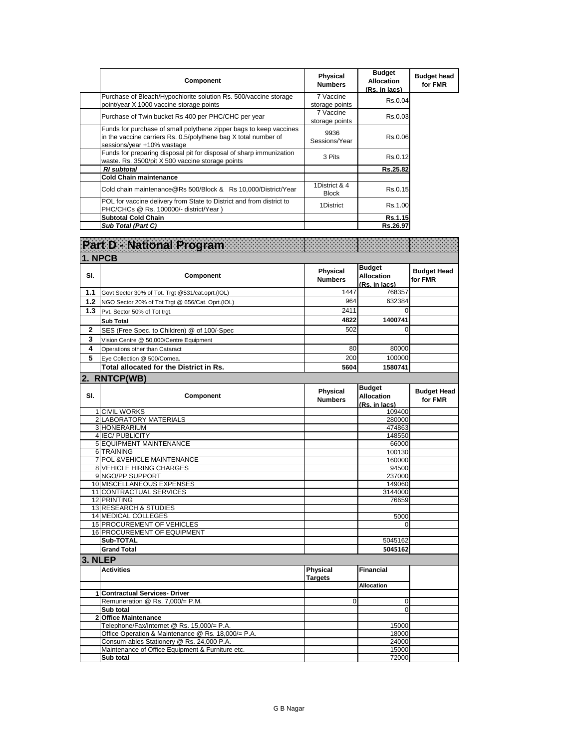| | Component | Physical Numbers | Budget Allocation (Rs. in lacs) | Budget head for FMR |
|---|---|---|---|---|
| | Purchase of Bleach/Hypochlorite solution Rs. 500/vaccine storage point/year X 1000 vaccine storage points | 7 Vaccine storage points | Rs.0.04 | |
| | Purchase of Twin bucket Rs 400 per PHC/CHC per year | 7 Vaccine storage points | Rs.0.03 | |
| | Funds for purchase of small polythene zipper bags to keep vaccines in the vaccine carriers Rs. 0.5/polythene bag X total number of sessions/year +10% wastage | 9936 Sessions/Year | Rs.0.06 | |
| | Funds for preparing disposal pit for disposal of sharp immunization waste. Rs. 3500/pit X 500 vaccine storage points | 3 Pits | Rs.0.12 | |
| | ***RI subtotal*** | | **Rs.25.82** | |
| | **Cold Chain maintenance** | | | |
| | Cold chain maintenance@Rs 500/Block & Rs 10,000/District/Year | 1District & 4 Block | Rs.0.15 | |
| | POL for vaccine delivery from State to District and from district to PHC/CHCs @ Rs. 100000/- district/Year ) | 1District | Rs.1.00 | |
| | **Subtotal Cold Chain** | | **Rs.1.15** | |
| | ***Sub Total (Part C)*** | | **Rs.26.97** | |

# Part D - National Program

## 1. NPCB

| Sl. | Component | Physical Numbers | Budget Allocation (Rs. in lacs) | Budget Head for FMR |
|---|---|---|---|---|
| 1.1 | Govt Sector 30% of Tot. Trgt @531/cat.oprt.(IOL) | 1447 | 768357 | |
| 1.2 | NGO Sector 20% of Tot Trgt @ 656/Cat. Oprt.(IOL) | 964 | 632384 | |
| 1.3 | Pvt. Sector 50% of Tot trgt. | 2411 | 0 | |
| | **Sub Total** | **4822** | **1400741** | |
| 2 | SES (Free Spec. to Children) @ of 100/-Spec | 502 | 0 | |
| 3 | Vision Centre @ 50,000/Centre Equipment | | | |
| 4 | Operations other than Cataract | 80 | 80000 | |
| 5 | Eye Collection @ 500/Cornea. | 200 | 100000 | |
| | **Total allocated for the District in Rs.** | **5604** | **1580741** | |

## 2. RNTCP(WB)

| Sl. | Component | Physical Numbers | Budget Allocation (Rs. in lacs) | Budget Head for FMR |
|---|---|---|---|---|
| 1 | CIVIL WORKS | | 109400 | |
| 2 | LABORATORY MATERIALS | | 280000 | |
| 3 | HONERARIUM | | 474863 | |
| 4 | IEC/ PUBLICITY | | 148550 | |
| 5 | EQUIPMENT MAINTENANCE | | 66000 | |
| 6 | TRAINING | | 100130 | |
| 7 | POL &VEHICLE MAINTENANCE | | 160000 | |
| 8 | VEHICLE HIRING CHARGES | | 94500 | |
| 9 | NGO/PP SUPPORT | | 237000 | |
| 10 | MISCELLANEOUS EXPENSES | | 149060 | |
| 11 | CONTRACTUAL SERVICES | | 3144000 | |
| 12 | PRINTING | | 76659 | |
| 13 | RESEARCH & STUDIES | | | |
| 14 | MEDICAL COLLEGES | | 5000 | |
| 15 | PROCUREMENT OF VEHICLES | | 0 | |
| 16 | PROCUREMENT OF EQUIPMENT | | | |
| | **Sub-TOTAL** | | 5045162 | |
| | **Grand Total** | | **5045162** | |

## 3. NLEP

| | Activities | Physical Targets | Financial | |
|---|---|---|---|---|
| | | | **Allocation** | |
| 1 | **Contractual Services- Driver** | | | |
| | Remuneration @ Rs. 7,000/= P.M. | 0 | 0 | |
| | **Sub total** | | 0 | |
| 2 | **Office Maintenance** | | | |
| | Telephone/Fax/Internet @ Rs. 15,000/= P.A. | | 15000 | |
| | Office Operation & Maintenance @ Rs. 18,000/= P.A. | | 18000 | |
| | Consum-ables Stationery @ Rs. 24,000 P.A. | | 24000 | |
| | Maintenance of Office Equipment & Furniture etc. | | 15000 | |
| | **Sub total** | | 72000 | |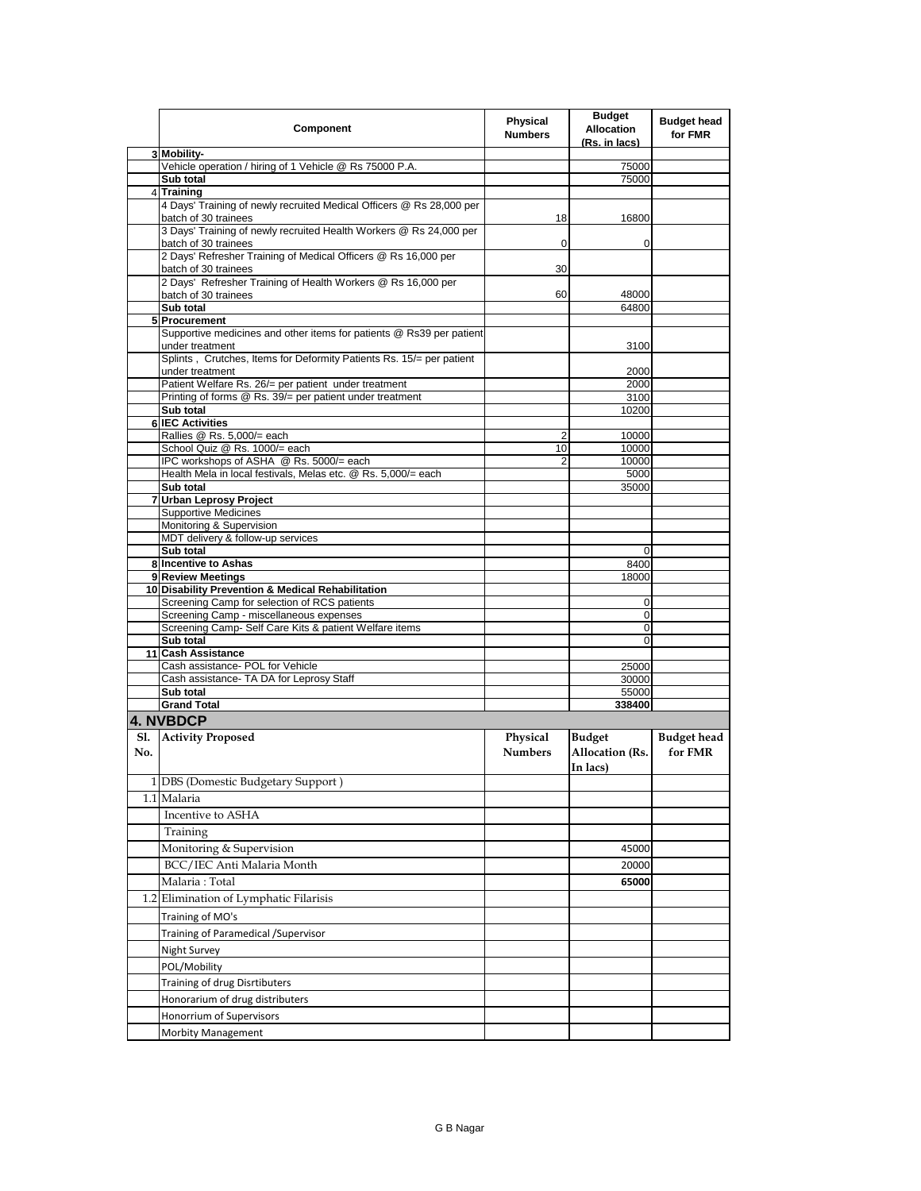| | Component | Physical Numbers | Budget Allocation (Rs. in lacs) | Budget head for FMR |
|---|---|---|---|---|
| 3 | **Mobility-** | | | |
| | Vehicle operation / hiring of 1 Vehicle @ Rs 75000 P.A. | | 75000 | |
| | **Sub total** | | 75000 | |
| 4 | **Training** | | | |
| | 4 Days' Training of newly recruited Medical Officers @ Rs 28,000 per batch of 30 trainees | 18 | 16800 | |
| | 3 Days' Training of newly recruited Health Workers @ Rs 24,000 per batch of 30 trainees | 0 | 0 | |
| | 2 Days' Refresher Training of Medical Officers @ Rs 16,000 per batch of 30 trainees | 30 | | |
| | 2 Days' Refresher Training of Health Workers @ Rs 16,000 per batch of 30 trainees | 60 | 48000 | |
| | **Sub total** | | 64800 | |
| 5 | **Procurement** | | | |
| | Supportive medicines and other items for patients @ Rs39 per patient under treatment | | 3100 | |
| | Splints , Crutches, Items for Deformity Patients Rs. 15/= per patient under treatment | | 2000 | |
| | Patient Welfare Rs. 26/= per patient under treatment | | 2000 | |
| | Printing of forms @ Rs. 39/= per patient under treatment | | 3100 | |
| | **Sub total** | | 10200 | |
| 6 | **IEC Activities** | | | |
| | Rallies @ Rs. 5,000/= each | 2 | 10000 | |
| | School Quiz @ Rs. 1000/= each | 10 | 10000 | |
| | IPC workshops of ASHA @ Rs. 5000/= each | 2 | 10000 | |
| | Health Mela in local festivals, Melas etc. @ Rs. 5,000/= each | | 5000 | |
| | **Sub total** | | 35000 | |
| 7 | **Urban Leprosy Project** | | | |
| | Supportive Medicines | | | |
| | Monitoring & Supervision | | | |
| | MDT delivery & follow-up services | | | |
| | **Sub total** | | 0 | |
| 8 | **Incentive to Ashas** | | 8400 | |
| 9 | **Review Meetings** | | 18000 | |
| 10 | **Disability Prevention & Medical Rehabilitation** | | | |
| | Screening Camp for selection of RCS patients | | 0 | |
| | Screening Camp - miscellaneous expenses | | 0 | |
| | Screening Camp- Self Care Kits & patient Welfare items | | 0 | |
| | **Sub total** | | 0 | |
| 11 | **Cash Assistance** | | | |
| | Cash assistance- POL for Vehicle | | 25000 | |
| | Cash assistance- TA DA for Leprosy Staff | | 30000 | |
| | **Sub total** | | 55000 | |
| | **Grand Total** | | **338400** | |

## 4. NVBDCP

| Sl. No. | Activity Proposed | Physical Numbers | Budget Allocation (Rs. In lacs) | Budget head for FMR |
|---|---|---|---|---|
| 1 | DBS (Domestic Budgetary Support ) | | | |
| 1.1 | Malaria | | | |
| | Incentive to ASHA | | | |
| | Training | | | |
| | Monitoring & Supervision | | 45000 | |
| | BCC/IEC Anti Malaria Month | | 20000 | |
| | Malaria : Total | | **65000** | |
| 1.2 | Elimination of Lymphatic Filarisis | | | |
| | Training of MO's | | | |
| | Training of Paramedical /Supervisor | | | |
| | Night Survey | | | |
| | POL/Mobility | | | |
| | Training of drug Disrtibuters | | | |
| | Honorarium of drug distributers | | | |
| | Honorrium of Supervisors | | | |
| | Morbity Management | | | |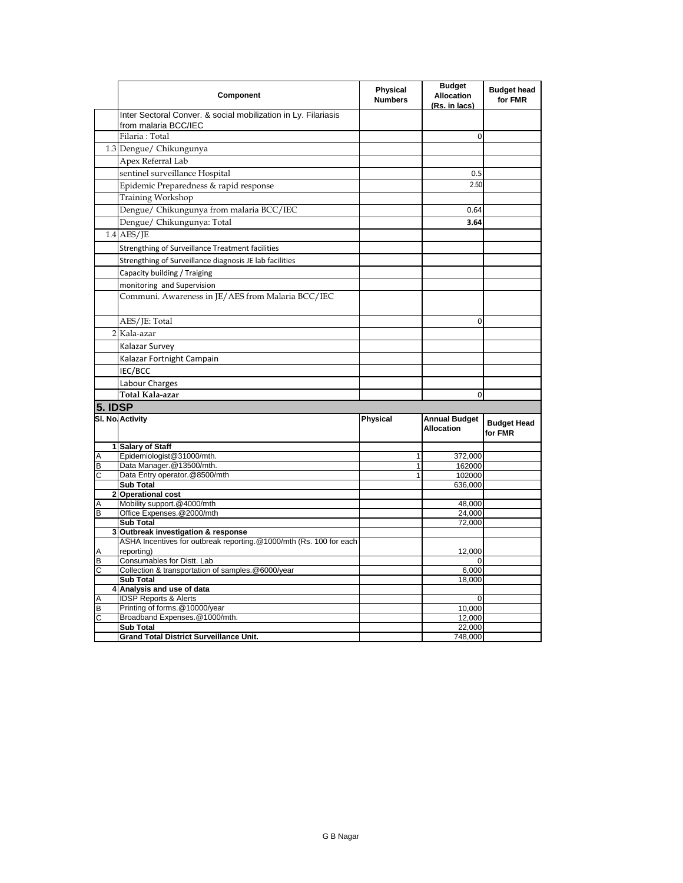| | Component | Physical Numbers | Budget Allocation (Rs. in lacs) | Budget head for FMR |
|---|---|---|---|---|
| | Inter Sectoral Conver. & social mobilization in Ly. Filariasis from malaria BCC/IEC | | | |
| | Filaria : Total | | 0 | |
| 1.3 | Dengue/ Chikungunya | | | |
| | Apex Referral Lab | | | |
| | sentinel surveillance Hospital | | 0.5 | |
| | Epidemic Preparedness & rapid response | | 2.50 | |
| | Training Workshop | | | |
| | Dengue/ Chikungunya from malaria BCC/IEC | | 0.64 | |
| | Dengue/ Chikungunya: Total | | **3.64** | |
| 1.4 | AES/JE | | | |
| | Strengthing of Surveillance Treatment facilities | | | |
| | Strengthing of Surveillance diagnosis JE lab facilities | | | |
| | Capacity building / Traiging | | | |
| | monitoring and Supervision | | | |
| | Communi. Awareness in JE/AES from Malaria BCC/IEC | | | |
| | AES/JE: Total | | 0 | |
| 2 | Kala-azar | | | |
| | Kalazar Survey | | | |
| | Kalazar Fortnight Campain | | | |
| | IEC/BCC | | | |
| | Labour Charges | | | |
| | **Total Kala-azar** | | 0 | |

## 5. IDSP

| Sl. No. | Activity | Physical | Annual Budget Allocation | Budget Head for FMR |
|---|---|---|---|---|
| 1 | **Salary of Staff** | | | |
| A | Epidemiologist@31000/mth. | 1 | 372,000 | |
| B | Data Manager.@13500/mth. | 1 | 162000 | |
| C | Data Entry operator.@8500/mth | 1 | 102000 | |
| | **Sub Total** | | 636,000 | |
| 2 | **Operational cost** | | | |
| A | Mobility support.@4000/mth | | 48,000 | |
| B | Office Expenses.@2000/mth | | 24,000 | |
| | **Sub Total** | | 72,000 | |
| 3 | **Outbreak investigation & response** | | | |
| A | ASHA Incentives for outbreak reporting.@1000/mth (Rs. 100 for each reporting) | | 12,000 | |
| B | Consumables for Distt. Lab | | 0 | |
| C | Collection & transportation of samples.@6000/year | | 6,000 | |
| | **Sub Total** | | 18,000 | |
| 4 | **Analysis and use of data** | | | |
| A | IDSP Reports & Alerts | | 0 | |
| B | Printing of forms.@10000/year | | 10,000 | |
| C | Broadband Expenses.@1000/mth. | | 12,000 | |
| | **Sub Total** | | 22,000 | |
| | **Grand Total District Surveillance Unit.** | | 748,000 | |